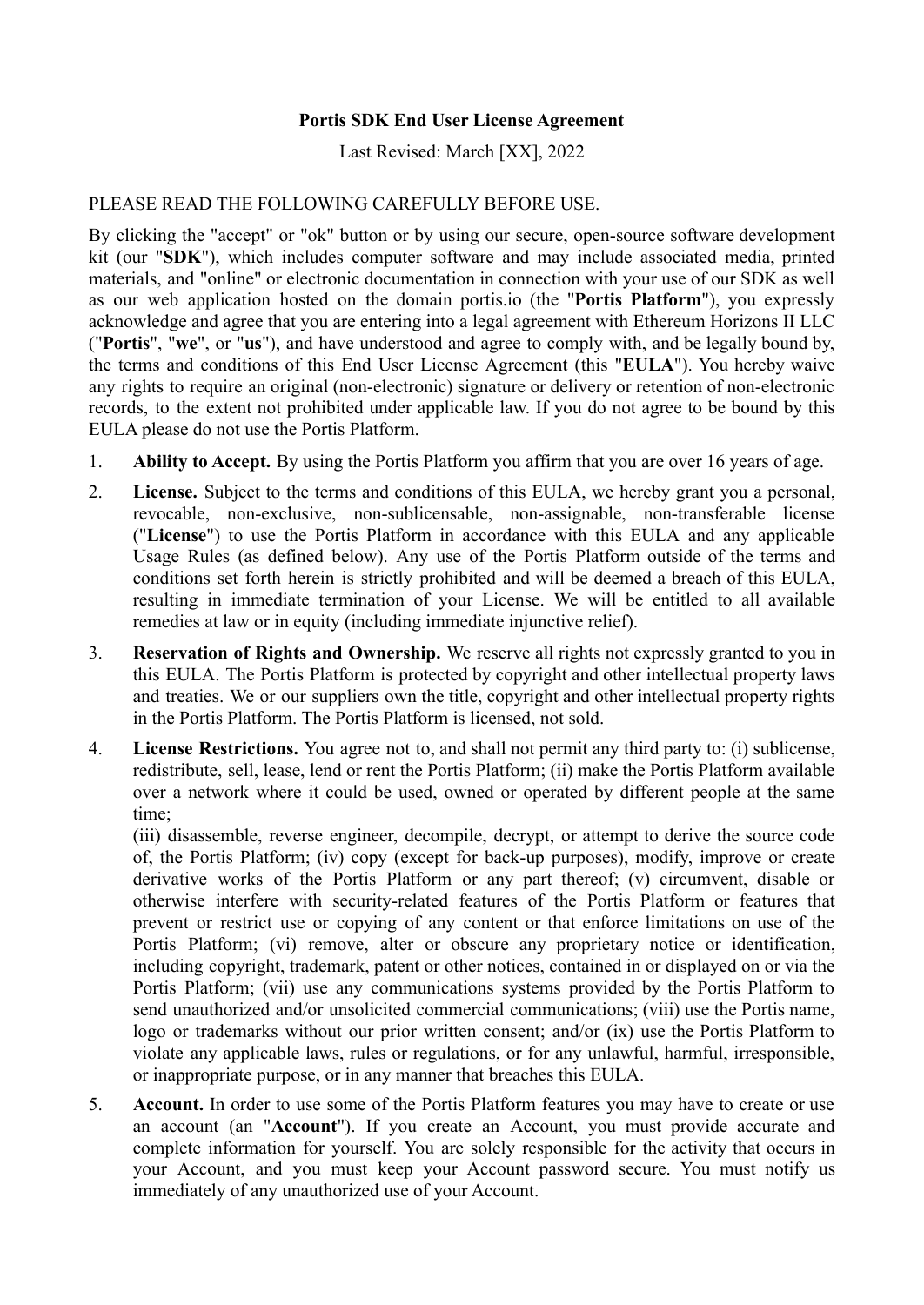**Portis SDK End User License Agreement**

Last Revised: March [XX], 2022

PLEASE READ THE FOLLOWING CAREFULLY BEFORE USE.

By clicking the "accept" or "ok" button or by using our secure, open-source software development kit (our "**SDK**"), which includes computer software and may include associated media, printed materials, and "online" or electronic documentation in connection with your use of our SDK as well as our web application hosted on the domain portis.io (the "**Portis Platform**"), you expressly acknowledge and agree that you are entering into a legal agreement with Ethereum Horizons II LLC ("**Portis**", "**we**", or "**us**"), and have understood and agree to comply with, and be legally bound by, the terms and conditions of this End User License Agreement (this "**EULA**"). You hereby waive any rights to require an original (non-electronic) signature or delivery or retention of non-electronic records, to the extent not prohibited under applicable law. If you do not agree to be bound by this EULA please do not use the Portis Platform.

1. **Ability to Accept.** By using the Portis Platform you affirm that you are over 16 years of age.

2. **License.** Subject to the terms and conditions of this EULA, we hereby grant you a personal, revocable, non-exclusive, non-sublicensable, non-assignable, non-transferable license ("**License**") to use the Portis Platform in accordance with this EULA and any applicable Usage Rules (as defined below). Any use of the Portis Platform outside of the terms and conditions set forth herein is strictly prohibited and will be deemed a breach of this EULA, resulting in immediate termination of your License. We will be entitled to all available remedies at law or in equity (including immediate injunctive relief).

3. **Reservation of Rights and Ownership.** We reserve all rights not expressly granted to you in this EULA. The Portis Platform is protected by copyright and other intellectual property laws and treaties. We or our suppliers own the title, copyright and other intellectual property rights in the Portis Platform. The Portis Platform is licensed, not sold.

4. **License Restrictions.** You agree not to, and shall not permit any third party to: (i) sublicense, redistribute, sell, lease, lend or rent the Portis Platform; (ii) make the Portis Platform available over a network where it could be used, owned or operated by different people at the same time;
(iii) disassemble, reverse engineer, decompile, decrypt, or attempt to derive the source code of, the Portis Platform; (iv) copy (except for back-up purposes), modify, improve or create derivative works of the Portis Platform or any part thereof; (v) circumvent, disable or otherwise interfere with security-related features of the Portis Platform or features that prevent or restrict use or copying of any content or that enforce limitations on use of the Portis Platform; (vi) remove, alter or obscure any proprietary notice or identification, including copyright, trademark, patent or other notices, contained in or displayed on or via the Portis Platform; (vii) use any communications systems provided by the Portis Platform to send unauthorized and/or unsolicited commercial communications; (viii) use the Portis name, logo or trademarks without our prior written consent; and/or (ix) use the Portis Platform to violate any applicable laws, rules or regulations, or for any unlawful, harmful, irresponsible, or inappropriate purpose, or in any manner that breaches this EULA.

5. **Account.** In order to use some of the Portis Platform features you may have to create or use an account (an "**Account**"). If you create an Account, you must provide accurate and complete information for yourself. You are solely responsible for the activity that occurs in your Account, and you must keep your Account password secure. You must notify us immediately of any unauthorized use of your Account.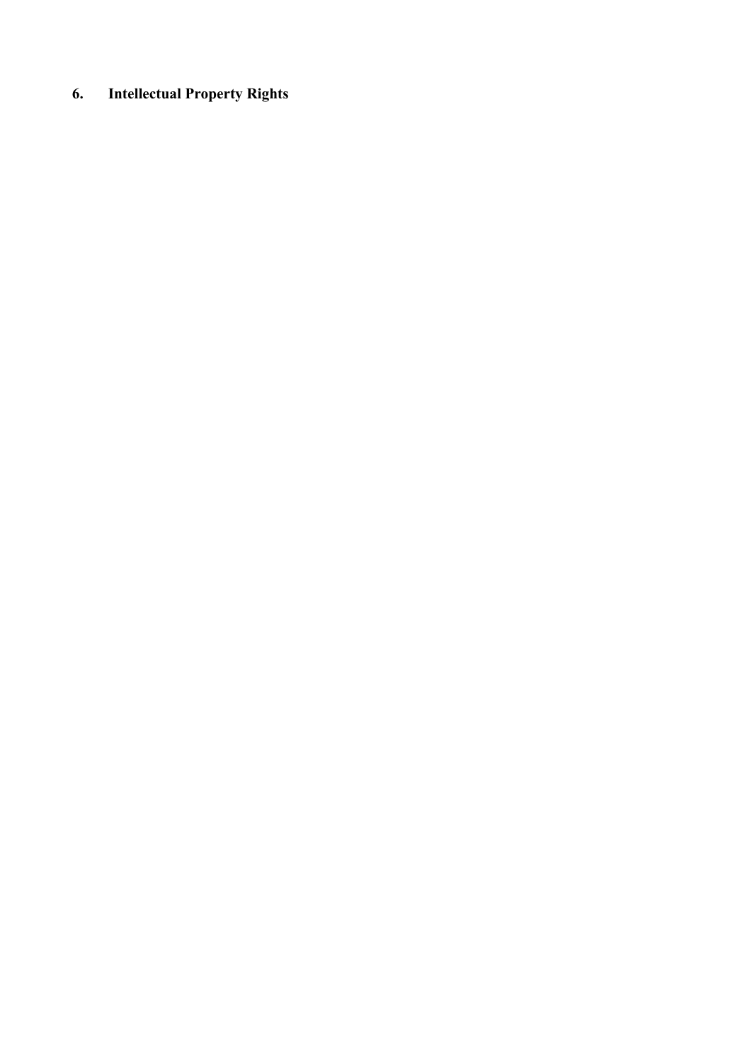## 6. Intellectual Property Rights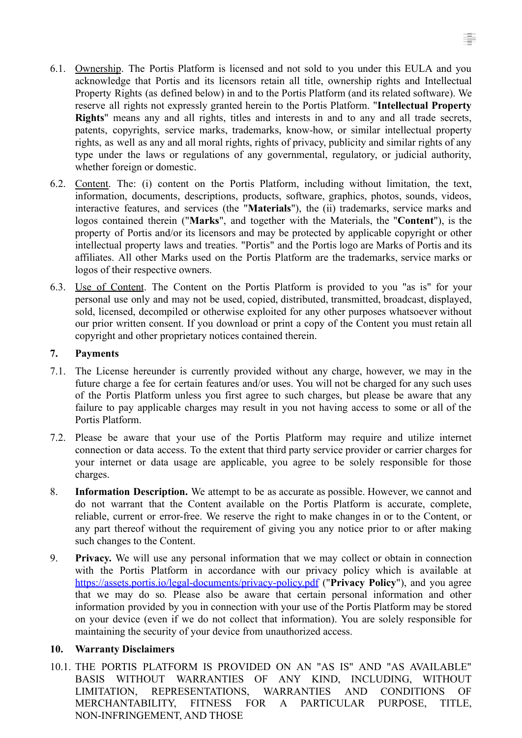6.1. Ownership. The Portis Platform is licensed and not sold to you under this EULA and you acknowledge that Portis and its licensors retain all title, ownership rights and Intellectual Property Rights (as defined below) in and to the Portis Platform (and its related software). We reserve all rights not expressly granted herein to the Portis Platform. "**Intellectual Property Rights**" means any and all rights, titles and interests in and to any and all trade secrets, patents, copyrights, service marks, trademarks, know-how, or similar intellectual property rights, as well as any and all moral rights, rights of privacy, publicity and similar rights of any type under the laws or regulations of any governmental, regulatory, or judicial authority, whether foreign or domestic.

6.2. Content. The: (i) content on the Portis Platform, including without limitation, the text, information, documents, descriptions, products, software, graphics, photos, sounds, videos, interactive features, and services (the "**Materials**"), the (ii) trademarks, service marks and logos contained therein ("**Marks**", and together with the Materials, the "**Content**"), is the property of Portis and/or its licensors and may be protected by applicable copyright or other intellectual property laws and treaties. "Portis" and the Portis logo are Marks of Portis and its affiliates. All other Marks used on the Portis Platform are the trademarks, service marks or logos of their respective owners.

6.3. Use of Content. The Content on the Portis Platform is provided to you "as is" for your personal use only and may not be used, copied, distributed, transmitted, broadcast, displayed, sold, licensed, decompiled or otherwise exploited for any other purposes whatsoever without our prior written consent. If you download or print a copy of the Content you must retain all copyright and other proprietary notices contained therein.

**7. Payments**

7.1. The License hereunder is currently provided without any charge, however, we may in the future charge a fee for certain features and/or uses. You will not be charged for any such uses of the Portis Platform unless you first agree to such charges, but please be aware that any failure to pay applicable charges may result in you not having access to some or all of the Portis Platform.

7.2. Please be aware that your use of the Portis Platform may require and utilize internet connection or data access. To the extent that third party service provider or carrier charges for your internet or data usage are applicable, you agree to be solely responsible for those charges.

8. **Information Description.** We attempt to be as accurate as possible. However, we cannot and do not warrant that the Content available on the Portis Platform is accurate, complete, reliable, current or error-free. We reserve the right to make changes in or to the Content, or any part thereof without the requirement of giving you any notice prior to or after making such changes to the Content.

9. **Privacy.** We will use any personal information that we may collect or obtain in connection with the Portis Platform in accordance with our privacy policy which is available at https://assets.portis.io/legal-documents/privacy-policy.pdf ("**Privacy Policy**"), and you agree that we may do so. Please also be aware that certain personal information and other information provided by you in connection with your use of the Portis Platform may be stored on your device (even if we do not collect that information). You are solely responsible for maintaining the security of your device from unauthorized access.

**10. Warranty Disclaimers**

10.1. THE PORTIS PLATFORM IS PROVIDED ON AN "AS IS" AND "AS AVAILABLE" BASIS WITHOUT WARRANTIES OF ANY KIND, INCLUDING, WITHOUT LIMITATION, REPRESENTATIONS, WARRANTIES AND CONDITIONS OF MERCHANTABILITY, FITNESS FOR A PARTICULAR PURPOSE, TITLE, NON-INFRINGEMENT, AND THOSE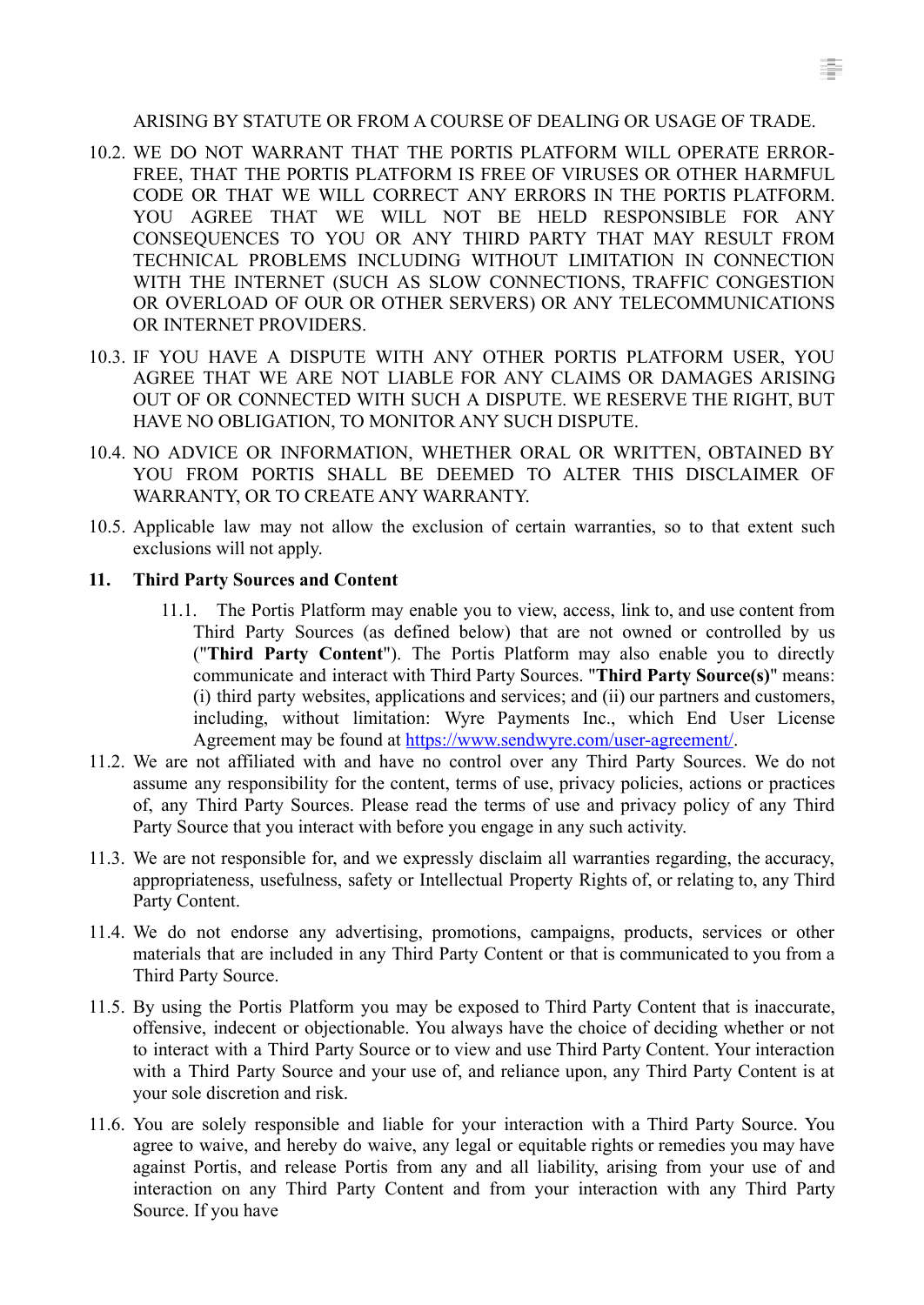ARISING BY STATUTE OR FROM A COURSE OF DEALING OR USAGE OF TRADE.

10.2. WE DO NOT WARRANT THAT THE PORTIS PLATFORM WILL OPERATE ERROR-FREE, THAT THE PORTIS PLATFORM IS FREE OF VIRUSES OR OTHER HARMFUL CODE OR THAT WE WILL CORRECT ANY ERRORS IN THE PORTIS PLATFORM. YOU AGREE THAT WE WILL NOT BE HELD RESPONSIBLE FOR ANY CONSEQUENCES TO YOU OR ANY THIRD PARTY THAT MAY RESULT FROM TECHNICAL PROBLEMS INCLUDING WITHOUT LIMITATION IN CONNECTION WITH THE INTERNET (SUCH AS SLOW CONNECTIONS, TRAFFIC CONGESTION OR OVERLOAD OF OUR OR OTHER SERVERS) OR ANY TELECOMMUNICATIONS OR INTERNET PROVIDERS.

10.3. IF YOU HAVE A DISPUTE WITH ANY OTHER PORTIS PLATFORM USER, YOU AGREE THAT WE ARE NOT LIABLE FOR ANY CLAIMS OR DAMAGES ARISING OUT OF OR CONNECTED WITH SUCH A DISPUTE. WE RESERVE THE RIGHT, BUT HAVE NO OBLIGATION, TO MONITOR ANY SUCH DISPUTE.

10.4. NO ADVICE OR INFORMATION, WHETHER ORAL OR WRITTEN, OBTAINED BY YOU FROM PORTIS SHALL BE DEEMED TO ALTER THIS DISCLAIMER OF WARRANTY, OR TO CREATE ANY WARRANTY.

10.5. Applicable law may not allow the exclusion of certain warranties, so to that extent such exclusions will not apply.

**11. Third Party Sources and Content**

11.1. The Portis Platform may enable you to view, access, link to, and use content from Third Party Sources (as defined below) that are not owned or controlled by us ("**Third Party Content**"). The Portis Platform may also enable you to directly communicate and interact with Third Party Sources. "**Third Party Source(s)**" means: (i) third party websites, applications and services; and (ii) our partners and customers, including, without limitation: Wyre Payments Inc., which End User License Agreement may be found at [https://www.sendwyre.com/user-agreement/](https://www.sendwyre.com/user-agreement/).

11.2. We are not affiliated with and have no control over any Third Party Sources. We do not assume any responsibility for the content, terms of use, privacy policies, actions or practices of, any Third Party Sources. Please read the terms of use and privacy policy of any Third Party Source that you interact with before you engage in any such activity.

11.3. We are not responsible for, and we expressly disclaim all warranties regarding, the accuracy, appropriateness, usefulness, safety or Intellectual Property Rights of, or relating to, any Third Party Content.

11.4. We do not endorse any advertising, promotions, campaigns, products, services or other materials that are included in any Third Party Content or that is communicated to you from a Third Party Source.

11.5. By using the Portis Platform you may be exposed to Third Party Content that is inaccurate, offensive, indecent or objectionable. You always have the choice of deciding whether or not to interact with a Third Party Source or to view and use Third Party Content. Your interaction with a Third Party Source and your use of, and reliance upon, any Third Party Content is at your sole discretion and risk.

11.6. You are solely responsible and liable for your interaction with a Third Party Source. You agree to waive, and hereby do waive, any legal or equitable rights or remedies you may have against Portis, and release Portis from any and all liability, arising from your use of and interaction on any Third Party Content and from your interaction with any Third Party Source. If you have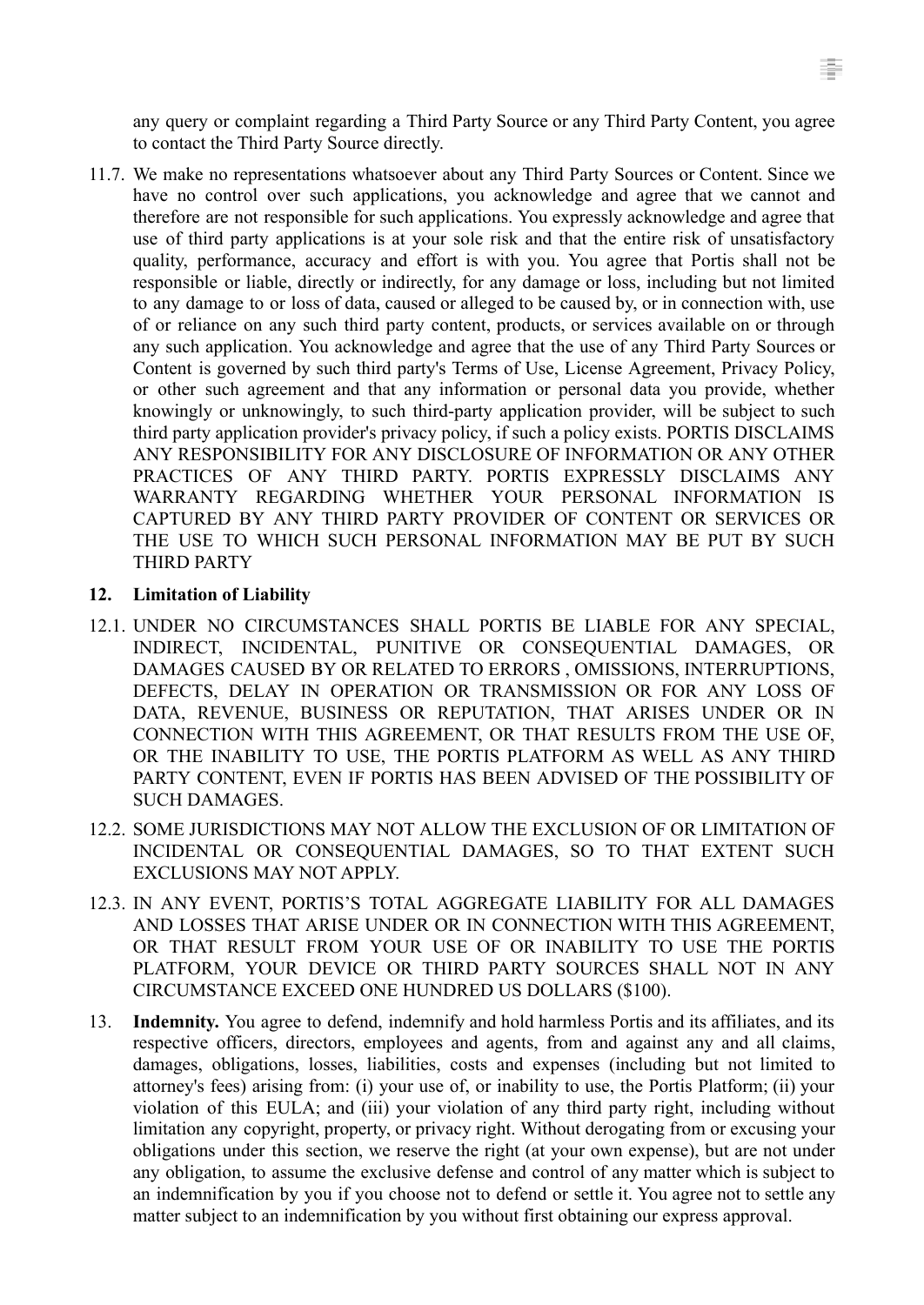any query or complaint regarding a Third Party Source or any Third Party Content, you agree to contact the Third Party Source directly.

11.7. We make no representations whatsoever about any Third Party Sources or Content. Since we have no control over such applications, you acknowledge and agree that we cannot and therefore are not responsible for such applications. You expressly acknowledge and agree that use of third party applications is at your sole risk and that the entire risk of unsatisfactory quality, performance, accuracy and effort is with you. You agree that Portis shall not be responsible or liable, directly or indirectly, for any damage or loss, including but not limited to any damage to or loss of data, caused or alleged to be caused by, or in connection with, use of or reliance on any such third party content, products, or services available on or through any such application. You acknowledge and agree that the use of any Third Party Sources or Content is governed by such third party's Terms of Use, License Agreement, Privacy Policy, or other such agreement and that any information or personal data you provide, whether knowingly or unknowingly, to such third-party application provider, will be subject to such third party application provider's privacy policy, if such a policy exists. PORTIS DISCLAIMS ANY RESPONSIBILITY FOR ANY DISCLOSURE OF INFORMATION OR ANY OTHER PRACTICES OF ANY THIRD PARTY. PORTIS EXPRESSLY DISCLAIMS ANY WARRANTY REGARDING WHETHER YOUR PERSONAL INFORMATION IS CAPTURED BY ANY THIRD PARTY PROVIDER OF CONTENT OR SERVICES OR THE USE TO WHICH SUCH PERSONAL INFORMATION MAY BE PUT BY SUCH THIRD PARTY

**12. Limitation of Liability**

12.1. UNDER NO CIRCUMSTANCES SHALL PORTIS BE LIABLE FOR ANY SPECIAL, INDIRECT, INCIDENTAL, PUNITIVE OR CONSEQUENTIAL DAMAGES, OR DAMAGES CAUSED BY OR RELATED TO ERRORS , OMISSIONS, INTERRUPTIONS, DEFECTS, DELAY IN OPERATION OR TRANSMISSION OR FOR ANY LOSS OF DATA, REVENUE, BUSINESS OR REPUTATION, THAT ARISES UNDER OR IN CONNECTION WITH THIS AGREEMENT, OR THAT RESULTS FROM THE USE OF, OR THE INABILITY TO USE, THE PORTIS PLATFORM AS WELL AS ANY THIRD PARTY CONTENT, EVEN IF PORTIS HAS BEEN ADVISED OF THE POSSIBILITY OF SUCH DAMAGES.

12.2. SOME JURISDICTIONS MAY NOT ALLOW THE EXCLUSION OF OR LIMITATION OF INCIDENTAL OR CONSEQUENTIAL DAMAGES, SO TO THAT EXTENT SUCH EXCLUSIONS MAY NOT APPLY.

12.3. IN ANY EVENT, PORTIS'S TOTAL AGGREGATE LIABILITY FOR ALL DAMAGES AND LOSSES THAT ARISE UNDER OR IN CONNECTION WITH THIS AGREEMENT, OR THAT RESULT FROM YOUR USE OF OR INABILITY TO USE THE PORTIS PLATFORM, YOUR DEVICE OR THIRD PARTY SOURCES SHALL NOT IN ANY CIRCUMSTANCE EXCEED ONE HUNDRED US DOLLARS ($100).

13. **Indemnity.** You agree to defend, indemnify and hold harmless Portis and its affiliates, and its respective officers, directors, employees and agents, from and against any and all claims, damages, obligations, losses, liabilities, costs and expenses (including but not limited to attorney's fees) arising from: (i) your use of, or inability to use, the Portis Platform; (ii) your violation of this EULA; and (iii) your violation of any third party right, including without limitation any copyright, property, or privacy right. Without derogating from or excusing your obligations under this section, we reserve the right (at your own expense), but are not under any obligation, to assume the exclusive defense and control of any matter which is subject to an indemnification by you if you choose not to defend or settle it. You agree not to settle any matter subject to an indemnification by you without first obtaining our express approval.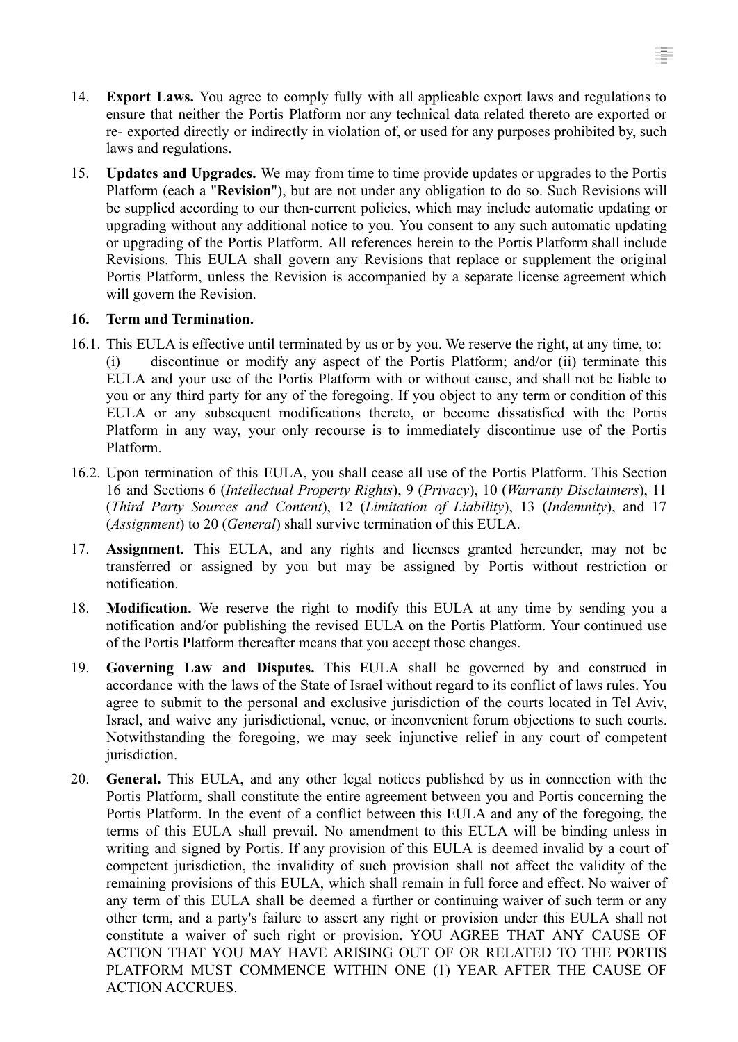14. **Export Laws.** You agree to comply fully with all applicable export laws and regulations to ensure that neither the Portis Platform nor any technical data related thereto are exported or re- exported directly or indirectly in violation of, or used for any purposes prohibited by, such laws and regulations.

15. **Updates and Upgrades.** We may from time to time provide updates or upgrades to the Portis Platform (each a "**Revision**"), but are not under any obligation to do so. Such Revisions will be supplied according to our then-current policies, which may include automatic updating or upgrading without any additional notice to you. You consent to any such automatic updating or upgrading of the Portis Platform. All references herein to the Portis Platform shall include Revisions. This EULA shall govern any Revisions that replace or supplement the original Portis Platform, unless the Revision is accompanied by a separate license agreement which will govern the Revision.

**16. Term and Termination.**

16.1. This EULA is effective until terminated by us or by you. We reserve the right, at any time, to: (i) discontinue or modify any aspect of the Portis Platform; and/or (ii) terminate this EULA and your use of the Portis Platform with or without cause, and shall not be liable to you or any third party for any of the foregoing. If you object to any term or condition of this EULA or any subsequent modifications thereto, or become dissatisfied with the Portis Platform in any way, your only recourse is to immediately discontinue use of the Portis Platform.

16.2. Upon termination of this EULA, you shall cease all use of the Portis Platform. This Section 16 and Sections 6 (*Intellectual Property Rights*), 9 (*Privacy*), 10 (*Warranty Disclaimers*), 11 (*Third Party Sources and Content*), 12 (*Limitation of Liability*), 13 (*Indemnity*), and 17 (*Assignment*) to 20 (*General*) shall survive termination of this EULA.

17. **Assignment.** This EULA, and any rights and licenses granted hereunder, may not be transferred or assigned by you but may be assigned by Portis without restriction or notification.

18. **Modification.** We reserve the right to modify this EULA at any time by sending you a notification and/or publishing the revised EULA on the Portis Platform. Your continued use of the Portis Platform thereafter means that you accept those changes.

19. **Governing Law and Disputes.** This EULA shall be governed by and construed in accordance with the laws of the State of Israel without regard to its conflict of laws rules. You agree to submit to the personal and exclusive jurisdiction of the courts located in Tel Aviv, Israel, and waive any jurisdictional, venue, or inconvenient forum objections to such courts. Notwithstanding the foregoing, we may seek injunctive relief in any court of competent jurisdiction.

20. **General.** This EULA, and any other legal notices published by us in connection with the Portis Platform, shall constitute the entire agreement between you and Portis concerning the Portis Platform. In the event of a conflict between this EULA and any of the foregoing, the terms of this EULA shall prevail. No amendment to this EULA will be binding unless in writing and signed by Portis. If any provision of this EULA is deemed invalid by a court of competent jurisdiction, the invalidity of such provision shall not affect the validity of the remaining provisions of this EULA, which shall remain in full force and effect. No waiver of any term of this EULA shall be deemed a further or continuing waiver of such term or any other term, and a party's failure to assert any right or provision under this EULA shall not constitute a waiver of such right or provision. YOU AGREE THAT ANY CAUSE OF ACTION THAT YOU MAY HAVE ARISING OUT OF OR RELATED TO THE PORTIS PLATFORM MUST COMMENCE WITHIN ONE (1) YEAR AFTER THE CAUSE OF ACTION ACCRUES.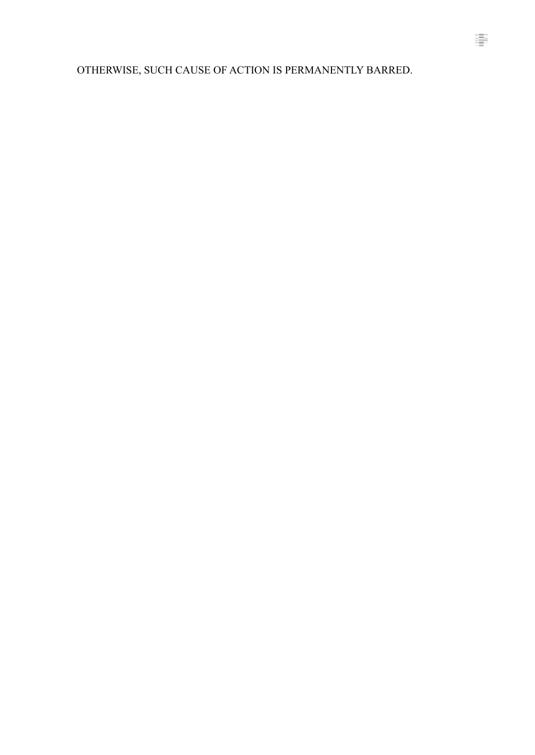OTHERWISE, SUCH CAUSE OF ACTION IS PERMANENTLY BARRED.